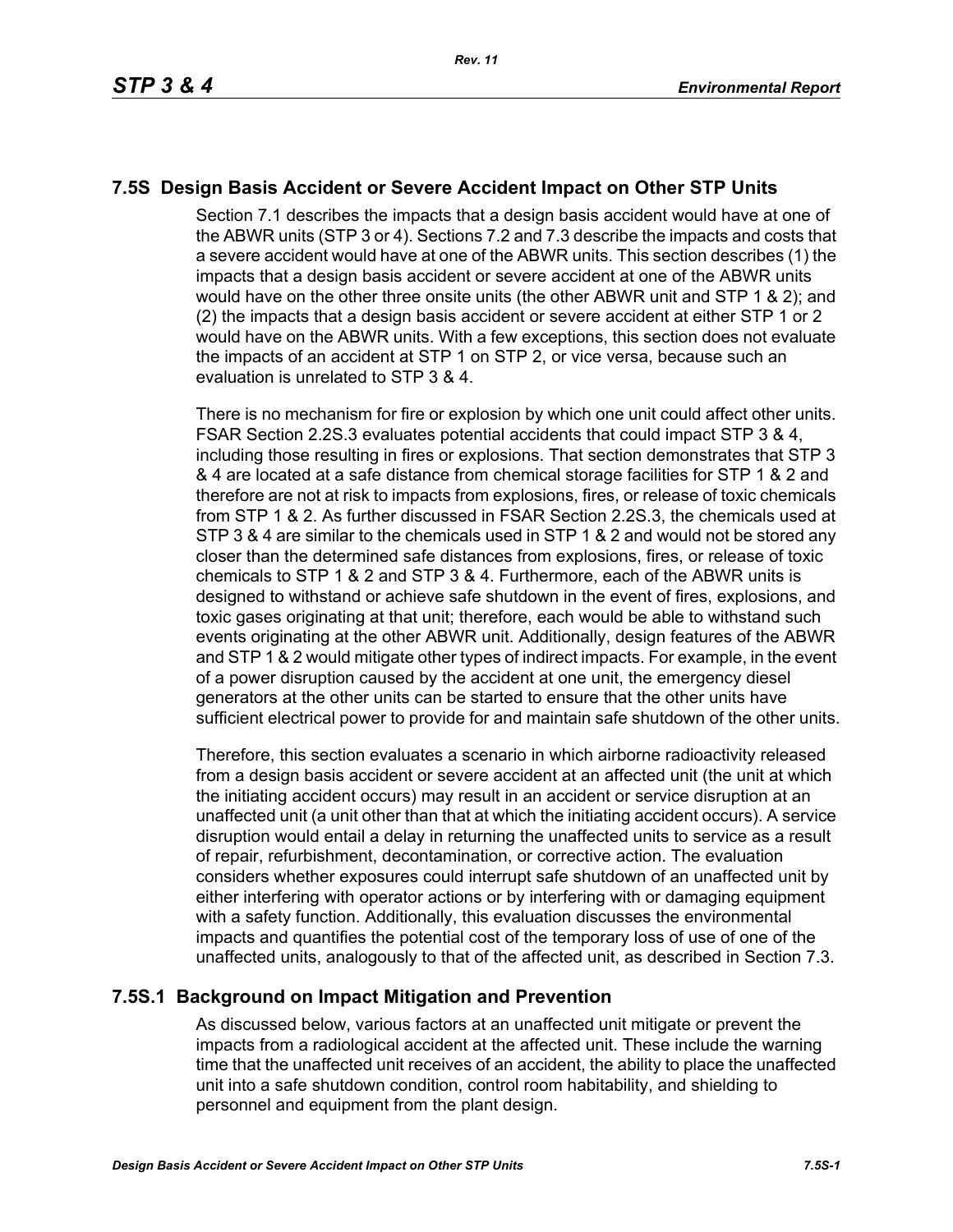## 7.5S Design Basis Accident or Severe Accident Impact on Other STP Units

Section 7.1 describes the impacts that a design basis accident would have at one of the ABWR units (STP 3 or 4). Sections 7.2 and 7.3 describe the impacts and costs that a severe accident would have at one of the ABWR units. This section describes (1) the impacts that a design basis accident or severe accident at one of the ABWR units would have on the other three onsite units (the other ABWR unit and STP 1 & 2); and (2) the impacts that a design basis accident or severe accident at either STP 1 or 2 would have on the ABWR units. With a few exceptions, this section does not evaluate the impacts of an accident at STP 1 on STP 2, or vice versa, because such an evaluation is unrelated to STP 3 & 4.

There is no mechanism for fire or explosion by which one unit could affect other units. FSAR Section 2.2S.3 evaluates potential accidents that could impact STP 3 & 4, including those resulting in fires or explosions. That section demonstrates that STP 3 & 4 are located at a safe distance from chemical storage facilities for STP 1 & 2 and therefore are not at risk to impacts from explosions, fires, or release of toxic chemicals from STP 1 & 2. As further discussed in FSAR Section 2.2S.3, the chemicals used at STP 3 & 4 are similar to the chemicals used in STP 1 & 2 and would not be stored any closer than the determined safe distances from explosions, fires, or release of toxic chemicals to STP 1 & 2 and STP 3 & 4. Furthermore, each of the ABWR units is designed to withstand or achieve safe shutdown in the event of fires, explosions, and toxic gases originating at that unit; therefore, each would be able to withstand such events originating at the other ABWR unit. Additionally, design features of the ABWR and STP 1 & 2 would mitigate other types of indirect impacts. For example, in the event of a power disruption caused by the accident at one unit, the emergency diesel generators at the other units can be started to ensure that the other units have sufficient electrical power to provide for and maintain safe shutdown of the other units.

Therefore, this section evaluates a scenario in which airborne radioactivity released from a design basis accident or severe accident at an affected unit (the unit at which the initiating accident occurs) may result in an accident or service disruption at an unaffected unit (a unit other than that at which the initiating accident occurs). A service disruption would entail a delay in returning the unaffected units to service as a result of repair, refurbishment, decontamination, or corrective action. The evaluation considers whether exposures could interrupt safe shutdown of an unaffected unit by either interfering with operator actions or by interfering with or damaging equipment with a safety function. Additionally, this evaluation discusses the environmental impacts and quantifies the potential cost of the temporary loss of use of one of the unaffected units, analogously to that of the affected unit, as described in Section 7.3.

### 7.5S.1 Background on Impact Mitigation and Prevention

As discussed below, various factors at an unaffected unit mitigate or prevent the impacts from a radiological accident at the affected unit. These include the warning time that the unaffected unit receives of an accident, the ability to place the unaffected unit into a safe shutdown condition, control room habitability, and shielding to personnel and equipment from the plant design.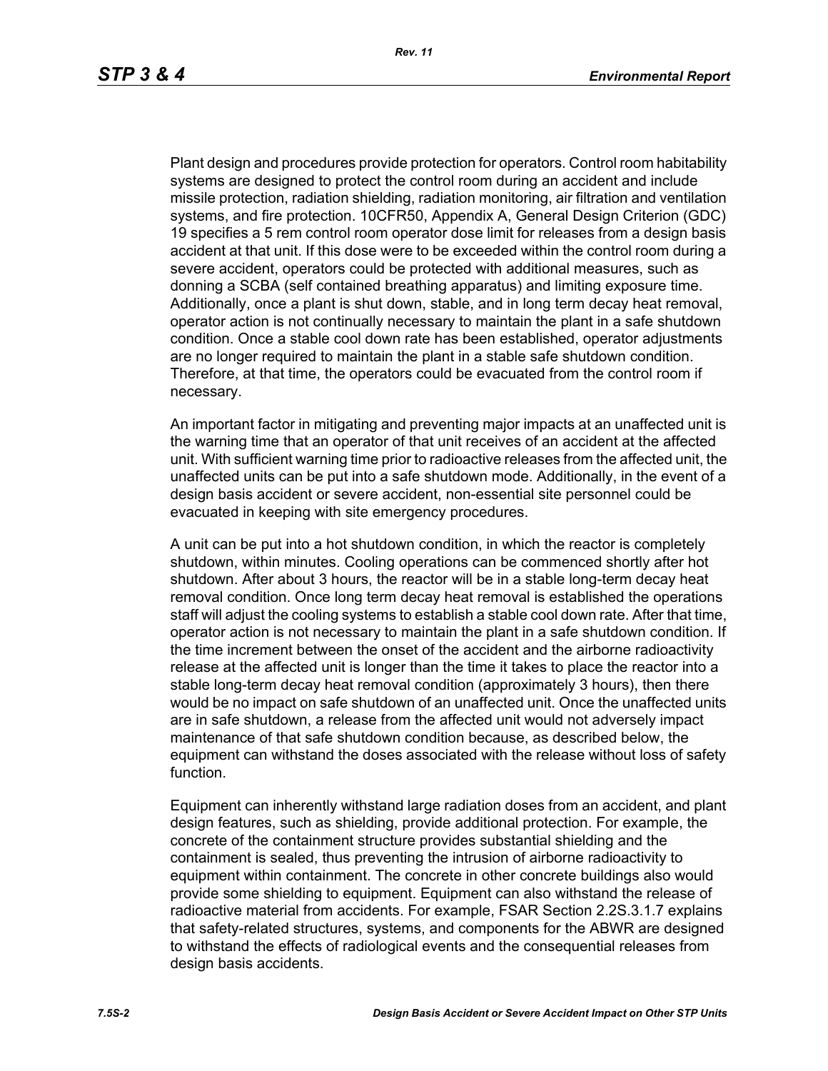Plant design and procedures provide protection for operators. Control room habitability systems are designed to protect the control room during an accident and include missile protection, radiation shielding, radiation monitoring, air filtration and ventilation systems, and fire protection. 10CFR50, Appendix A, General Design Criterion (GDC) 19 specifies a 5 rem control room operator dose limit for releases from a design basis accident at that unit. If this dose were to be exceeded within the control room during a severe accident, operators could be protected with additional measures, such as donning a SCBA (self contained breathing apparatus) and limiting exposure time. Additionally, once a plant is shut down, stable, and in long term decay heat removal, operator action is not continually necessary to maintain the plant in a safe shutdown condition. Once a stable cool down rate has been established, operator adjustments are no longer required to maintain the plant in a stable safe shutdown condition. Therefore, at that time, the operators could be evacuated from the control room if necessary.

An important factor in mitigating and preventing major impacts at an unaffected unit is the warning time that an operator of that unit receives of an accident at the affected unit. With sufficient warning time prior to radioactive releases from the affected unit, the unaffected units can be put into a safe shutdown mode. Additionally, in the event of a design basis accident or severe accident, non-essential site personnel could be evacuated in keeping with site emergency procedures.

A unit can be put into a hot shutdown condition, in which the reactor is completely shutdown, within minutes. Cooling operations can be commenced shortly after hot shutdown. After about 3 hours, the reactor will be in a stable long-term decay heat removal condition. Once long term decay heat removal is established the operations staff will adjust the cooling systems to establish a stable cool down rate. After that time, operator action is not necessary to maintain the plant in a safe shutdown condition. If the time increment between the onset of the accident and the airborne radioactivity release at the affected unit is longer than the time it takes to place the reactor into a stable long-term decay heat removal condition (approximately 3 hours), then there would be no impact on safe shutdown of an unaffected unit. Once the unaffected units are in safe shutdown, a release from the affected unit would not adversely impact maintenance of that safe shutdown condition because, as described below, the equipment can withstand the doses associated with the release without loss of safety function.

Equipment can inherently withstand large radiation doses from an accident, and plant design features, such as shielding, provide additional protection. For example, the concrete of the containment structure provides substantial shielding and the containment is sealed, thus preventing the intrusion of airborne radioactivity to equipment within containment. The concrete in other concrete buildings also would provide some shielding to equipment. Equipment can also withstand the release of radioactive material from accidents. For example, FSAR Section 2.2S.3.1.7 explains that safety-related structures, systems, and components for the ABWR are designed to withstand the effects of radiological events and the consequential releases from design basis accidents.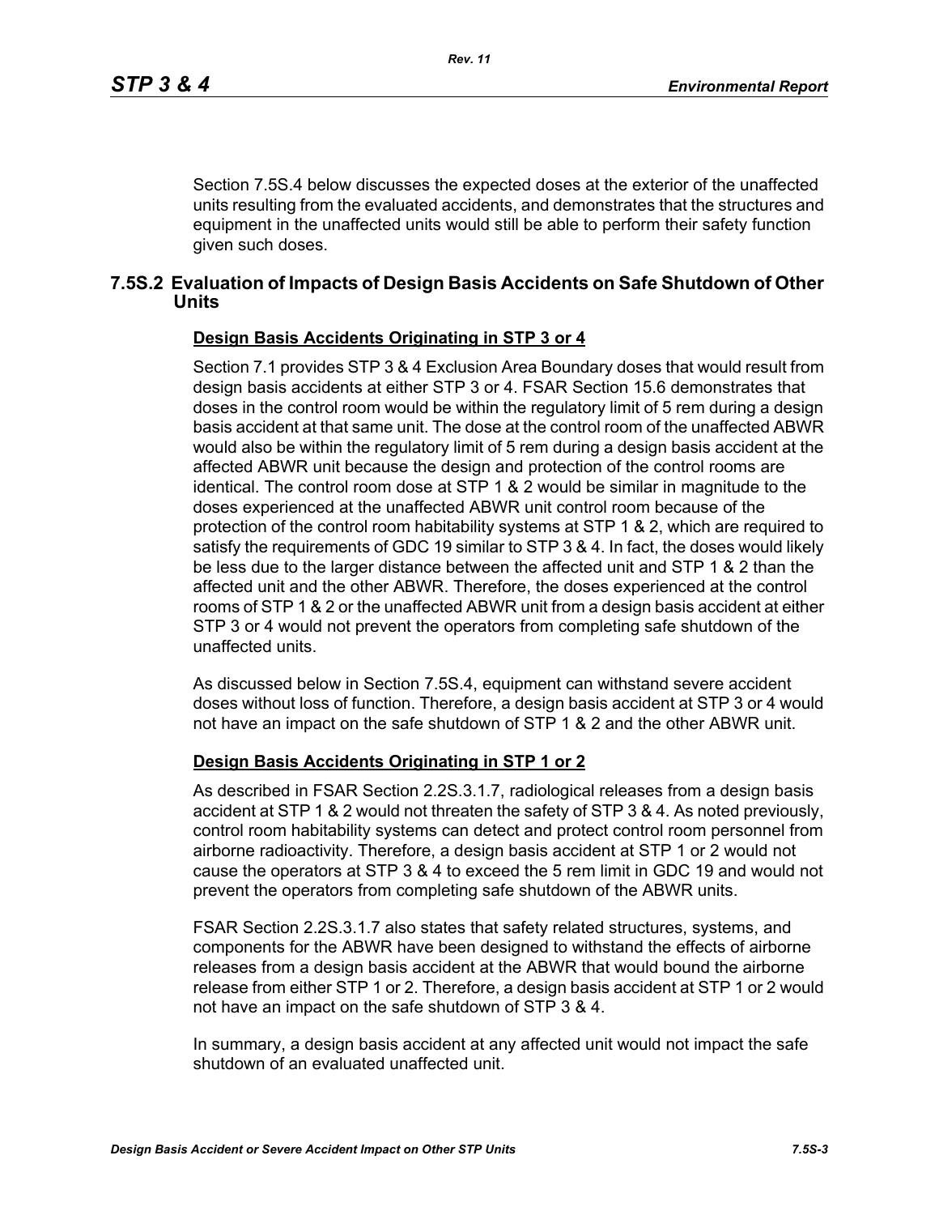Section 7.5S.4 below discusses the expected doses at the exterior of the unaffected units resulting from the evaluated accidents, and demonstrates that the structures and equipment in the unaffected units would still be able to perform their safety function given such doses.

## 7.5S.2 Evaluation of Impacts of Design Basis Accidents on Safe Shutdown of Other Units

**Design Basis Accidents Originating in STP 3 or 4**

Section 7.1 provides STP 3 & 4 Exclusion Area Boundary doses that would result from design basis accidents at either STP 3 or 4. FSAR Section 15.6 demonstrates that doses in the control room would be within the regulatory limit of 5 rem during a design basis accident at that same unit. The dose at the control room of the unaffected ABWR would also be within the regulatory limit of 5 rem during a design basis accident at the affected ABWR unit because the design and protection of the control rooms are identical. The control room dose at STP 1 & 2 would be similar in magnitude to the doses experienced at the unaffected ABWR unit control room because of the protection of the control room habitability systems at STP 1 & 2, which are required to satisfy the requirements of GDC 19 similar to STP 3 & 4. In fact, the doses would likely be less due to the larger distance between the affected unit and STP 1 & 2 than the affected unit and the other ABWR. Therefore, the doses experienced at the control rooms of STP 1 & 2 or the unaffected ABWR unit from a design basis accident at either STP 3 or 4 would not prevent the operators from completing safe shutdown of the unaffected units.

As discussed below in Section 7.5S.4, equipment can withstand severe accident doses without loss of function. Therefore, a design basis accident at STP 3 or 4 would not have an impact on the safe shutdown of STP 1 & 2 and the other ABWR unit.

**Design Basis Accidents Originating in STP 1 or 2**

As described in FSAR Section 2.2S.3.1.7, radiological releases from a design basis accident at STP 1 & 2 would not threaten the safety of STP 3 & 4. As noted previously, control room habitability systems can detect and protect control room personnel from airborne radioactivity. Therefore, a design basis accident at STP 1 or 2 would not cause the operators at STP 3 & 4 to exceed the 5 rem limit in GDC 19 and would not prevent the operators from completing safe shutdown of the ABWR units.

FSAR Section 2.2S.3.1.7 also states that safety related structures, systems, and components for the ABWR have been designed to withstand the effects of airborne releases from a design basis accident at the ABWR that would bound the airborne release from either STP 1 or 2. Therefore, a design basis accident at STP 1 or 2 would not have an impact on the safe shutdown of STP 3 & 4.

In summary, a design basis accident at any affected unit would not impact the safe shutdown of an evaluated unaffected unit.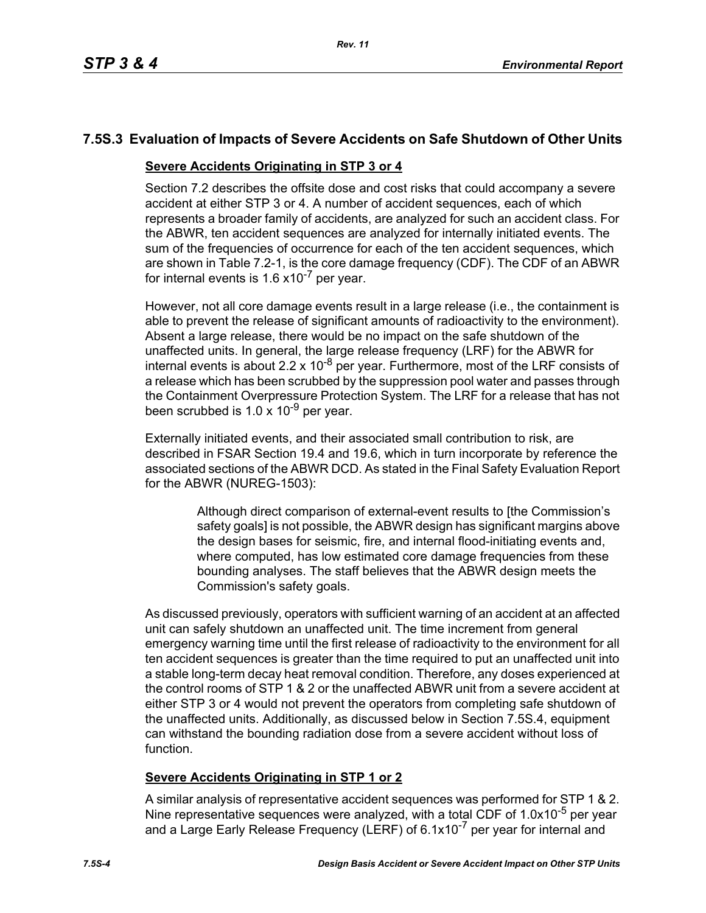## 7.5S.3 Evaluation of Impacts of Severe Accidents on Safe Shutdown of Other Units

**Severe Accidents Originating in STP 3 or 4**

Section 7.2 describes the offsite dose and cost risks that could accompany a severe accident at either STP 3 or 4. A number of accident sequences, each of which represents a broader family of accidents, are analyzed for such an accident class. For the ABWR, ten accident sequences are analyzed for internally initiated events. The sum of the frequencies of occurrence for each of the ten accident sequences, which are shown in Table 7.2-1, is the core damage frequency (CDF). The CDF of an ABWR for internal events is 1.6 $x10^{-7}$ per year.

However, not all core damage events result in a large release (i.e., the containment is able to prevent the release of significant amounts of radioactivity to the environment). Absent a large release, there would be no impact on the safe shutdown of the unaffected units. In general, the large release frequency (LRF) for the ABWR for internal events is about $2.2 \times 10^{-8}$ per year. Furthermore, most of the LRF consists of a release which has been scrubbed by the suppression pool water and passes through the Containment Overpressure Protection System. The LRF for a release that has not been scrubbed is $1.0 \times 10^{-9}$ per year.

Externally initiated events, and their associated small contribution to risk, are described in FSAR Section 19.4 and 19.6, which in turn incorporate by reference the associated sections of the ABWR DCD. As stated in the Final Safety Evaluation Report for the ABWR (NUREG-1503):

> Although direct comparison of external-event results to [the Commission's safety goals] is not possible, the ABWR design has significant margins above the design bases for seismic, fire, and internal flood-initiating events and, where computed, has low estimated core damage frequencies from these bounding analyses. The staff believes that the ABWR design meets the Commission's safety goals.

As discussed previously, operators with sufficient warning of an accident at an affected unit can safely shutdown an unaffected unit. The time increment from general emergency warning time until the first release of radioactivity to the environment for all ten accident sequences is greater than the time required to put an unaffected unit into a stable long-term decay heat removal condition. Therefore, any doses experienced at the control rooms of STP 1 & 2 or the unaffected ABWR unit from a severe accident at either STP 3 or 4 would not prevent the operators from completing safe shutdown of the unaffected units. Additionally, as discussed below in Section 7.5S.4, equipment can withstand the bounding radiation dose from a severe accident without loss of function.

**Severe Accidents Originating in STP 1 or 2**

A similar analysis of representative accident sequences was performed for STP 1 & 2. Nine representative sequences were analyzed, with a total CDF of $1.0 \times 10^{-5}$ per year and a Large Early Release Frequency (LERF) of $6.1 \times 10^{-7}$ per year for internal and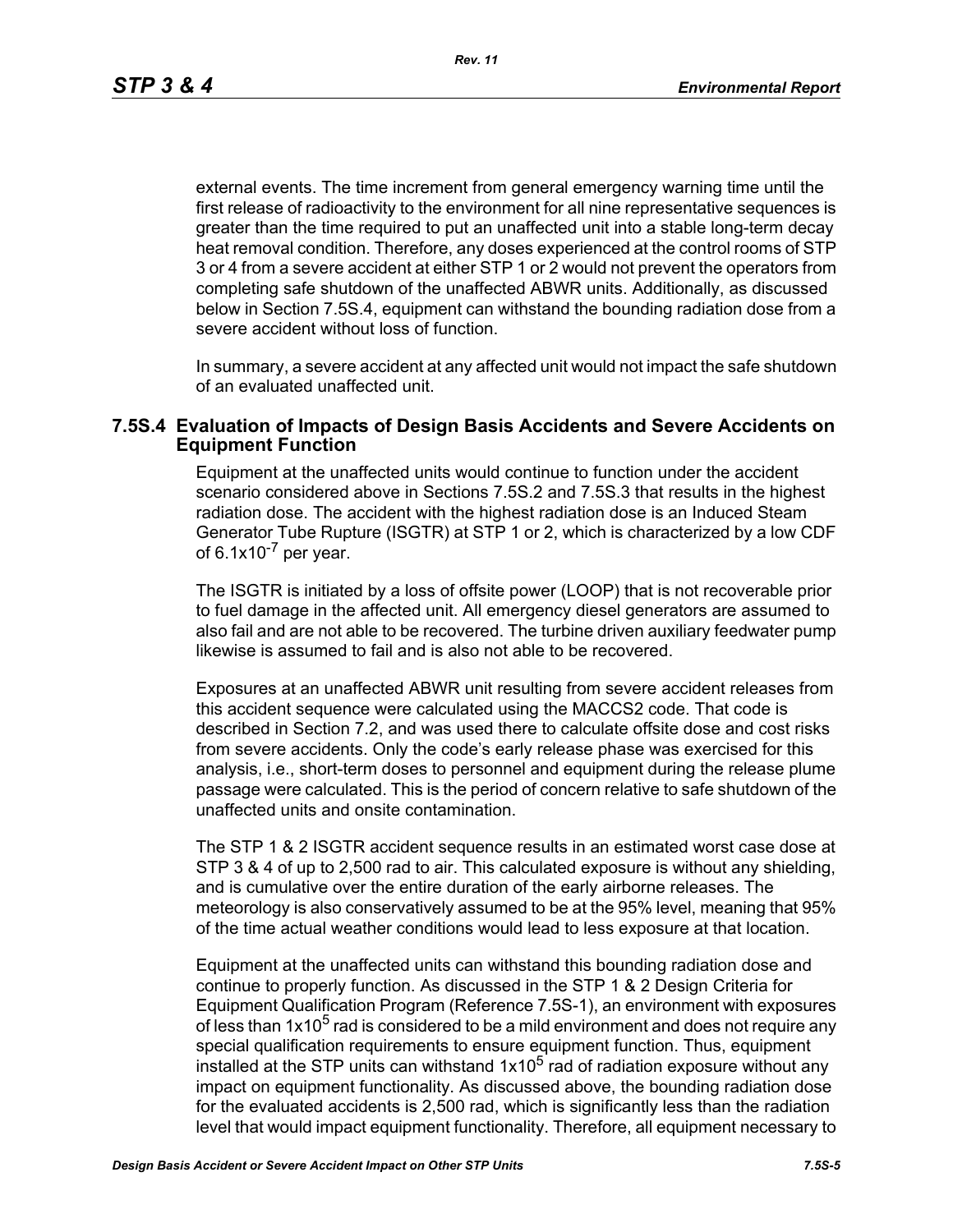external events. The time increment from general emergency warning time until the first release of radioactivity to the environment for all nine representative sequences is greater than the time required to put an unaffected unit into a stable long-term decay heat removal condition. Therefore, any doses experienced at the control rooms of STP 3 or 4 from a severe accident at either STP 1 or 2 would not prevent the operators from completing safe shutdown of the unaffected ABWR units. Additionally, as discussed below in Section 7.5S.4, equipment can withstand the bounding radiation dose from a severe accident without loss of function.

In summary, a severe accident at any affected unit would not impact the safe shutdown of an evaluated unaffected unit.

### 7.5S.4 Evaluation of Impacts of Design Basis Accidents and Severe Accidents on Equipment Function

Equipment at the unaffected units would continue to function under the accident scenario considered above in Sections 7.5S.2 and 7.5S.3 that results in the highest radiation dose. The accident with the highest radiation dose is an Induced Steam Generator Tube Rupture (ISGTR) at STP 1 or 2, which is characterized by a low CDF of $6.1 \times 10^{-7}$ per year.

The ISGTR is initiated by a loss of offsite power (LOOP) that is not recoverable prior to fuel damage in the affected unit. All emergency diesel generators are assumed to also fail and are not able to be recovered. The turbine driven auxiliary feedwater pump likewise is assumed to fail and is also not able to be recovered.

Exposures at an unaffected ABWR unit resulting from severe accident releases from this accident sequence were calculated using the MACCS2 code. That code is described in Section 7.2, and was used there to calculate offsite dose and cost risks from severe accidents. Only the code's early release phase was exercised for this analysis, i.e., short-term doses to personnel and equipment during the release plume passage were calculated. This is the period of concern relative to safe shutdown of the unaffected units and onsite contamination.

The STP 1 & 2 ISGTR accident sequence results in an estimated worst case dose at STP 3 & 4 of up to 2,500 rad to air. This calculated exposure is without any shielding, and is cumulative over the entire duration of the early airborne releases. The meteorology is also conservatively assumed to be at the 95% level, meaning that 95% of the time actual weather conditions would lead to less exposure at that location.

Equipment at the unaffected units can withstand this bounding radiation dose and continue to properly function. As discussed in the STP 1 & 2 Design Criteria for Equipment Qualification Program (Reference 7.5S-1), an environment with exposures of less than $1 \times 10^5$ rad is considered to be a mild environment and does not require any special qualification requirements to ensure equipment function. Thus, equipment installed at the STP units can withstand $1 \times 10^5$ rad of radiation exposure without any impact on equipment functionality. As discussed above, the bounding radiation dose for the evaluated accidents is 2,500 rad, which is significantly less than the radiation level that would impact equipment functionality. Therefore, all equipment necessary to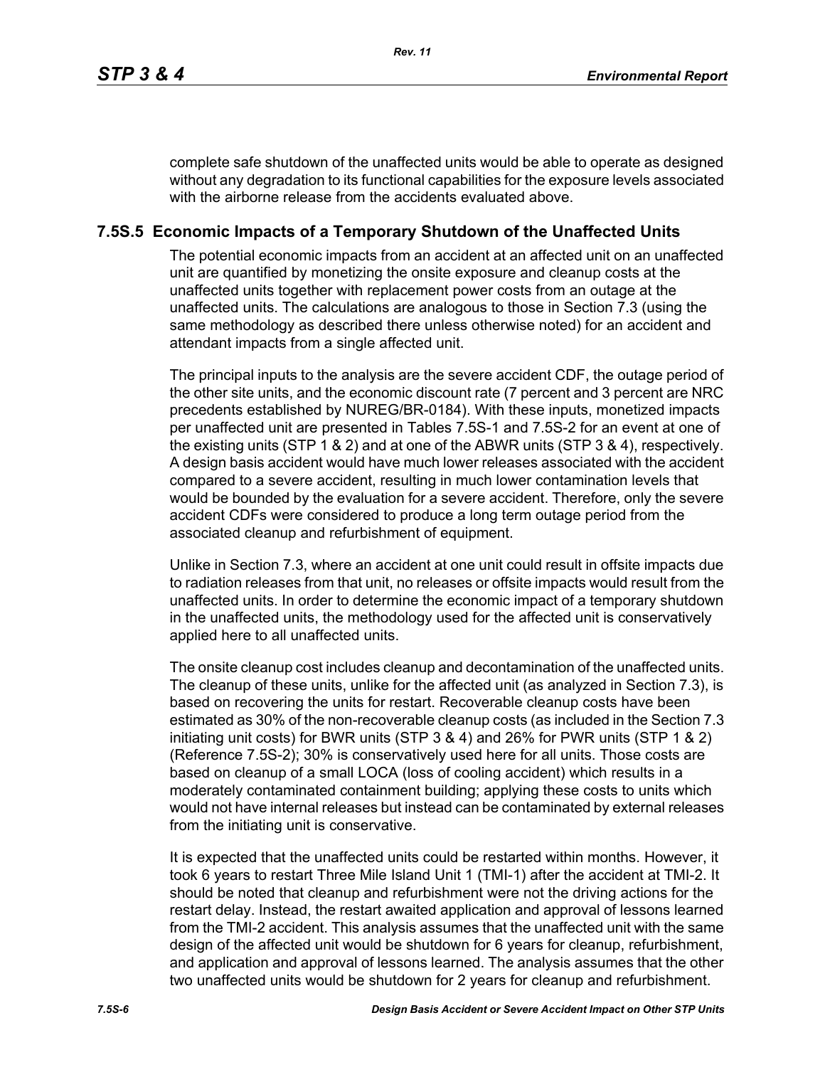complete safe shutdown of the unaffected units would be able to operate as designed without any degradation to its functional capabilities for the exposure levels associated with the airborne release from the accidents evaluated above.

## 7.5S.5 Economic Impacts of a Temporary Shutdown of the Unaffected Units

The potential economic impacts from an accident at an affected unit on an unaffected unit are quantified by monetizing the onsite exposure and cleanup costs at the unaffected units together with replacement power costs from an outage at the unaffected units. The calculations are analogous to those in Section 7.3 (using the same methodology as described there unless otherwise noted) for an accident and attendant impacts from a single affected unit.

The principal inputs to the analysis are the severe accident CDF, the outage period of the other site units, and the economic discount rate (7 percent and 3 percent are NRC precedents established by NUREG/BR-0184). With these inputs, monetized impacts per unaffected unit are presented in Tables 7.5S-1 and 7.5S-2 for an event at one of the existing units (STP 1 & 2) and at one of the ABWR units (STP 3 & 4), respectively. A design basis accident would have much lower releases associated with the accident compared to a severe accident, resulting in much lower contamination levels that would be bounded by the evaluation for a severe accident. Therefore, only the severe accident CDFs were considered to produce a long term outage period from the associated cleanup and refurbishment of equipment.

Unlike in Section 7.3, where an accident at one unit could result in offsite impacts due to radiation releases from that unit, no releases or offsite impacts would result from the unaffected units. In order to determine the economic impact of a temporary shutdown in the unaffected units, the methodology used for the affected unit is conservatively applied here to all unaffected units.

The onsite cleanup cost includes cleanup and decontamination of the unaffected units. The cleanup of these units, unlike for the affected unit (as analyzed in Section 7.3), is based on recovering the units for restart. Recoverable cleanup costs have been estimated as 30% of the non-recoverable cleanup costs (as included in the Section 7.3 initiating unit costs) for BWR units (STP 3 & 4) and 26% for PWR units (STP 1 & 2) (Reference 7.5S-2); 30% is conservatively used here for all units. Those costs are based on cleanup of a small LOCA (loss of cooling accident) which results in a moderately contaminated containment building; applying these costs to units which would not have internal releases but instead can be contaminated by external releases from the initiating unit is conservative.

It is expected that the unaffected units could be restarted within months. However, it took 6 years to restart Three Mile Island Unit 1 (TMI-1) after the accident at TMI-2. It should be noted that cleanup and refurbishment were not the driving actions for the restart delay. Instead, the restart awaited application and approval of lessons learned from the TMI-2 accident. This analysis assumes that the unaffected unit with the same design of the affected unit would be shutdown for 6 years for cleanup, refurbishment, and application and approval of lessons learned. The analysis assumes that the other two unaffected units would be shutdown for 2 years for cleanup and refurbishment.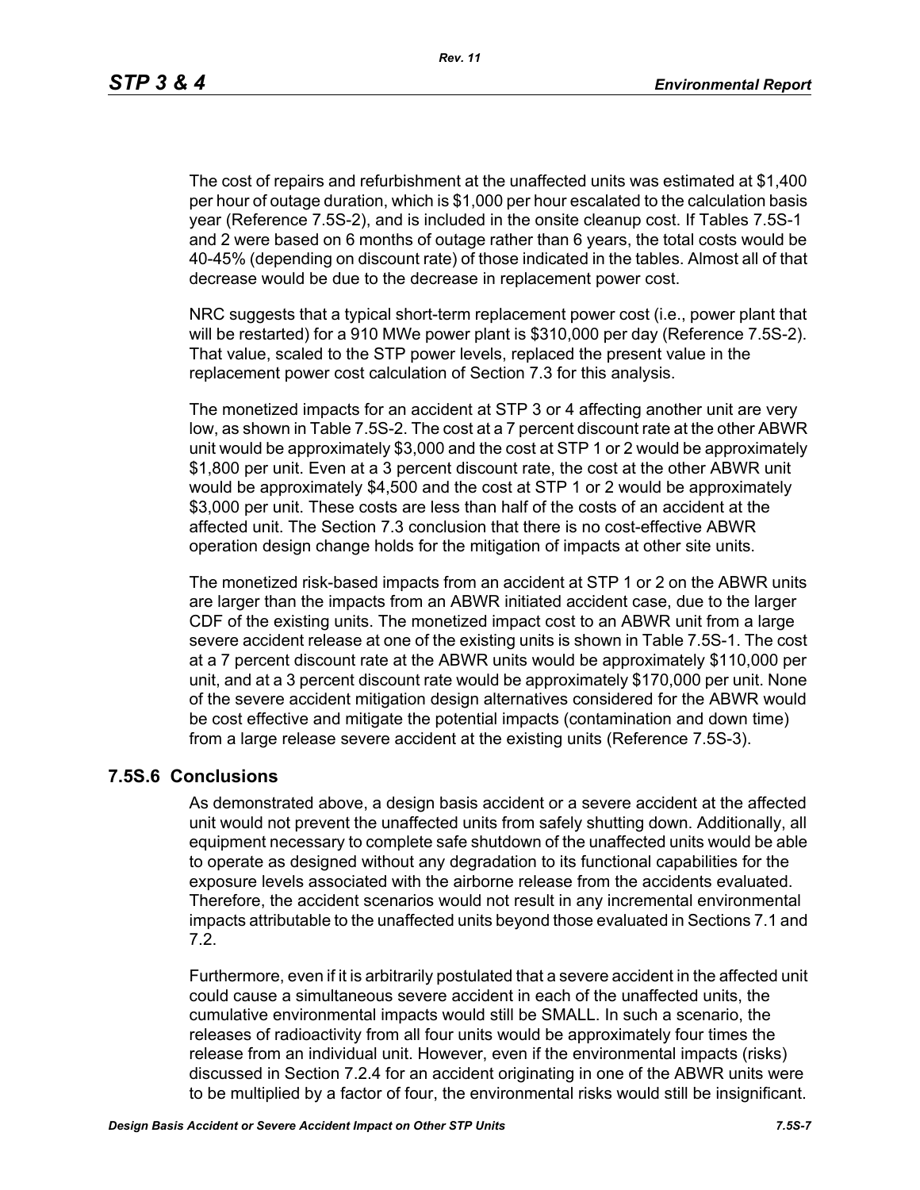The cost of repairs and refurbishment at the unaffected units was estimated at $1,400 per hour of outage duration, which is $1,000 per hour escalated to the calculation basis year (Reference 7.5S-2), and is included in the onsite cleanup cost. If Tables 7.5S-1 and 2 were based on 6 months of outage rather than 6 years, the total costs would be 40-45% (depending on discount rate) of those indicated in the tables. Almost all of that decrease would be due to the decrease in replacement power cost.

NRC suggests that a typical short-term replacement power cost (i.e., power plant that will be restarted) for a 910 MWe power plant is $310,000 per day (Reference 7.5S-2). That value, scaled to the STP power levels, replaced the present value in the replacement power cost calculation of Section 7.3 for this analysis.

The monetized impacts for an accident at STP 3 or 4 affecting another unit are very low, as shown in Table 7.5S-2. The cost at a 7 percent discount rate at the other ABWR unit would be approximately $3,000 and the cost at STP 1 or 2 would be approximately $1,800 per unit. Even at a 3 percent discount rate, the cost at the other ABWR unit would be approximately $4,500 and the cost at STP 1 or 2 would be approximately $3,000 per unit. These costs are less than half of the costs of an accident at the affected unit. The Section 7.3 conclusion that there is no cost-effective ABWR operation design change holds for the mitigation of impacts at other site units.

The monetized risk-based impacts from an accident at STP 1 or 2 on the ABWR units are larger than the impacts from an ABWR initiated accident case, due to the larger CDF of the existing units. The monetized impact cost to an ABWR unit from a large severe accident release at one of the existing units is shown in Table 7.5S-1. The cost at a 7 percent discount rate at the ABWR units would be approximately $110,000 per unit, and at a 3 percent discount rate would be approximately $170,000 per unit. None of the severe accident mitigation design alternatives considered for the ABWR would be cost effective and mitigate the potential impacts (contamination and down time) from a large release severe accident at the existing units (Reference 7.5S-3).

## 7.5S.6 Conclusions

As demonstrated above, a design basis accident or a severe accident at the affected unit would not prevent the unaffected units from safely shutting down. Additionally, all equipment necessary to complete safe shutdown of the unaffected units would be able to operate as designed without any degradation to its functional capabilities for the exposure levels associated with the airborne release from the accidents evaluated. Therefore, the accident scenarios would not result in any incremental environmental impacts attributable to the unaffected units beyond those evaluated in Sections 7.1 and 7.2.

Furthermore, even if it is arbitrarily postulated that a severe accident in the affected unit could cause a simultaneous severe accident in each of the unaffected units, the cumulative environmental impacts would still be SMALL. In such a scenario, the releases of radioactivity from all four units would be approximately four times the release from an individual unit. However, even if the environmental impacts (risks) discussed in Section 7.2.4 for an accident originating in one of the ABWR units were to be multiplied by a factor of four, the environmental risks would still be insignificant.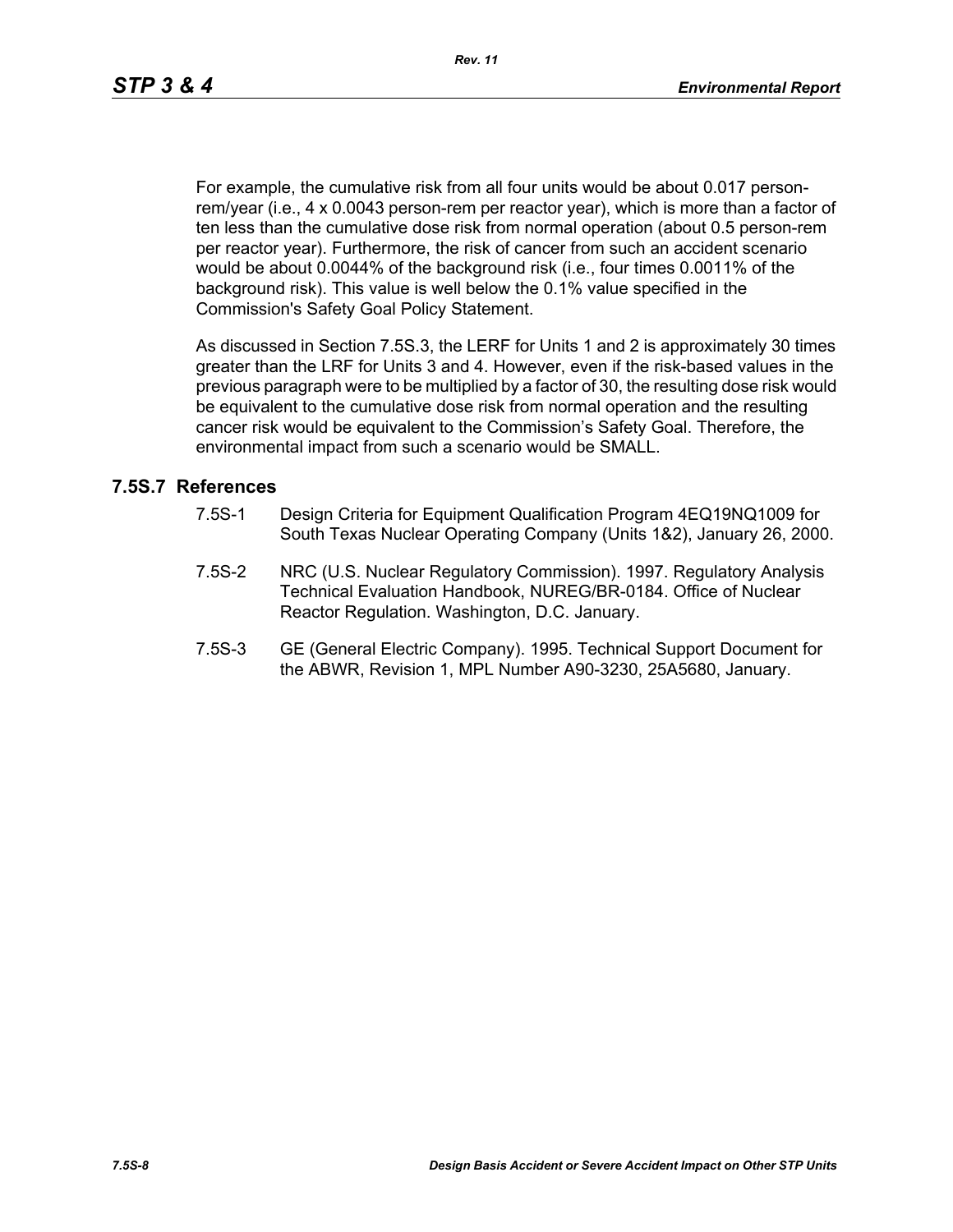For example, the cumulative risk from all four units would be about 0.017 person-rem/year (i.e., 4 x 0.0043 person-rem per reactor year), which is more than a factor of ten less than the cumulative dose risk from normal operation (about 0.5 person-rem per reactor year). Furthermore, the risk of cancer from such an accident scenario would be about 0.0044% of the background risk (i.e., four times 0.0011% of the background risk). This value is well below the 0.1% value specified in the Commission's Safety Goal Policy Statement.

As discussed in Section 7.5S.3, the LERF for Units 1 and 2 is approximately 30 times greater than the LRF for Units 3 and 4. However, even if the risk-based values in the previous paragraph were to be multiplied by a factor of 30, the resulting dose risk would be equivalent to the cumulative dose risk from normal operation and the resulting cancer risk would be equivalent to the Commission's Safety Goal. Therefore, the environmental impact from such a scenario would be SMALL.

## 7.5S.7 References

- 7.5S-1 Design Criteria for Equipment Qualification Program 4EQ19NQ1009 for South Texas Nuclear Operating Company (Units 1&2), January 26, 2000.
- 7.5S-2 NRC (U.S. Nuclear Regulatory Commission). 1997. Regulatory Analysis Technical Evaluation Handbook, NUREG/BR-0184. Office of Nuclear Reactor Regulation. Washington, D.C. January.
- 7.5S-3 GE (General Electric Company). 1995. Technical Support Document for the ABWR, Revision 1, MPL Number A90-3230, 25A5680, January.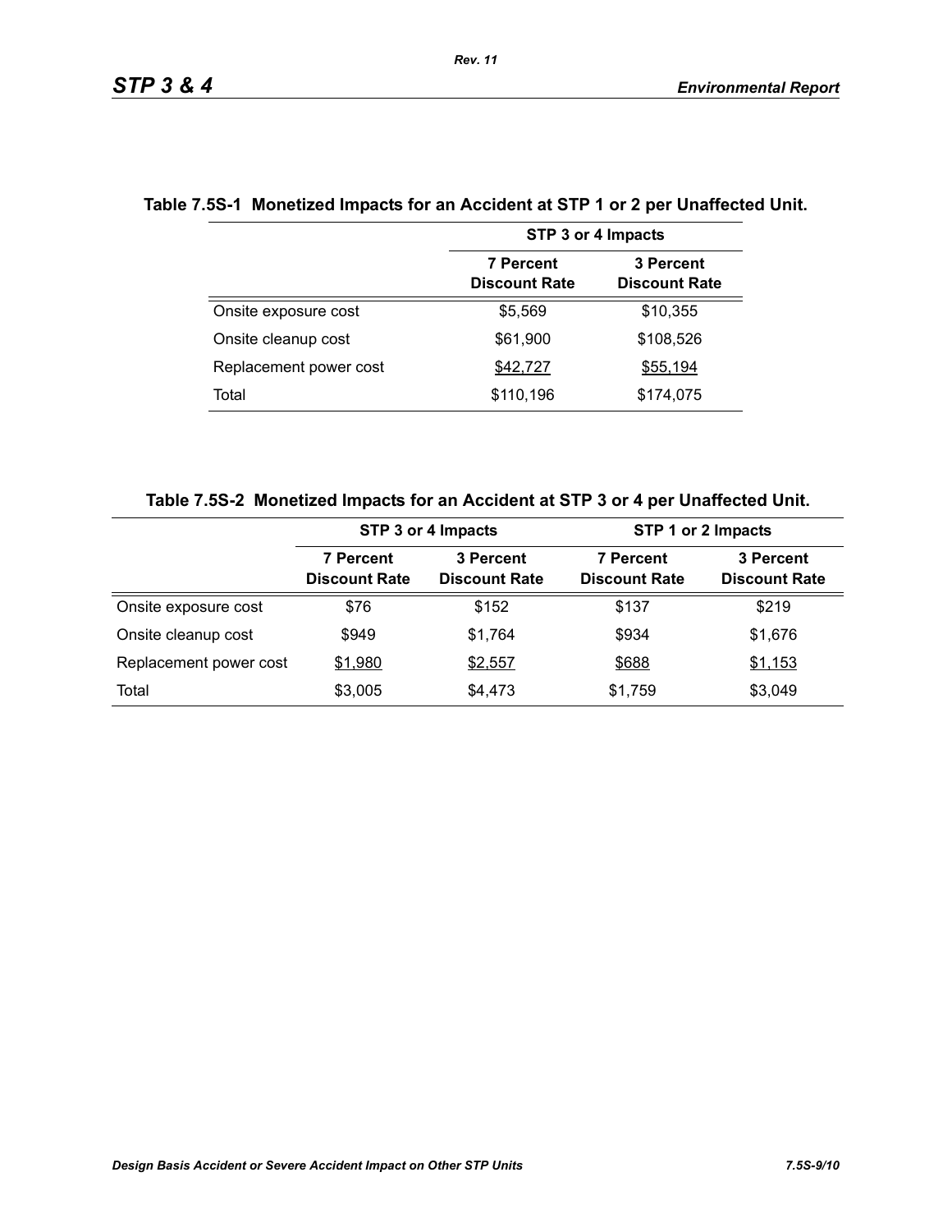**Table 7.5S-1 Monetized Impacts for an Accident at STP 1 or 2 per Unaffected Unit.**

| | STP 3 or 4 Impacts | |
|---|---|---|
| | 7 Percent Discount Rate | 3 Percent Discount Rate |
| Onsite exposure cost | $5,569 | $10,355 |
| Onsite cleanup cost | $61,900 | $108,526 |
| Replacement power cost | $42,727 | $55,194 |
| Total | $110,196 | $174,075 |

**Table 7.5S-2 Monetized Impacts for an Accident at STP 3 or 4 per Unaffected Unit.**

| | STP 3 or 4 Impacts | | STP 1 or 2 Impacts | |
|---|---|---|---|---|
| | 7 Percent Discount Rate | 3 Percent Discount Rate | 7 Percent Discount Rate | 3 Percent Discount Rate |
| Onsite exposure cost | $76 | $152 | $137 | $219 |
| Onsite cleanup cost | $949 | $1,764 | $934 | $1,676 |
| Replacement power cost | $1,980 | $2,557 | $688 | $1,153 |
| Total | $3,005 | $4,473 | $1,759 | $3,049 |